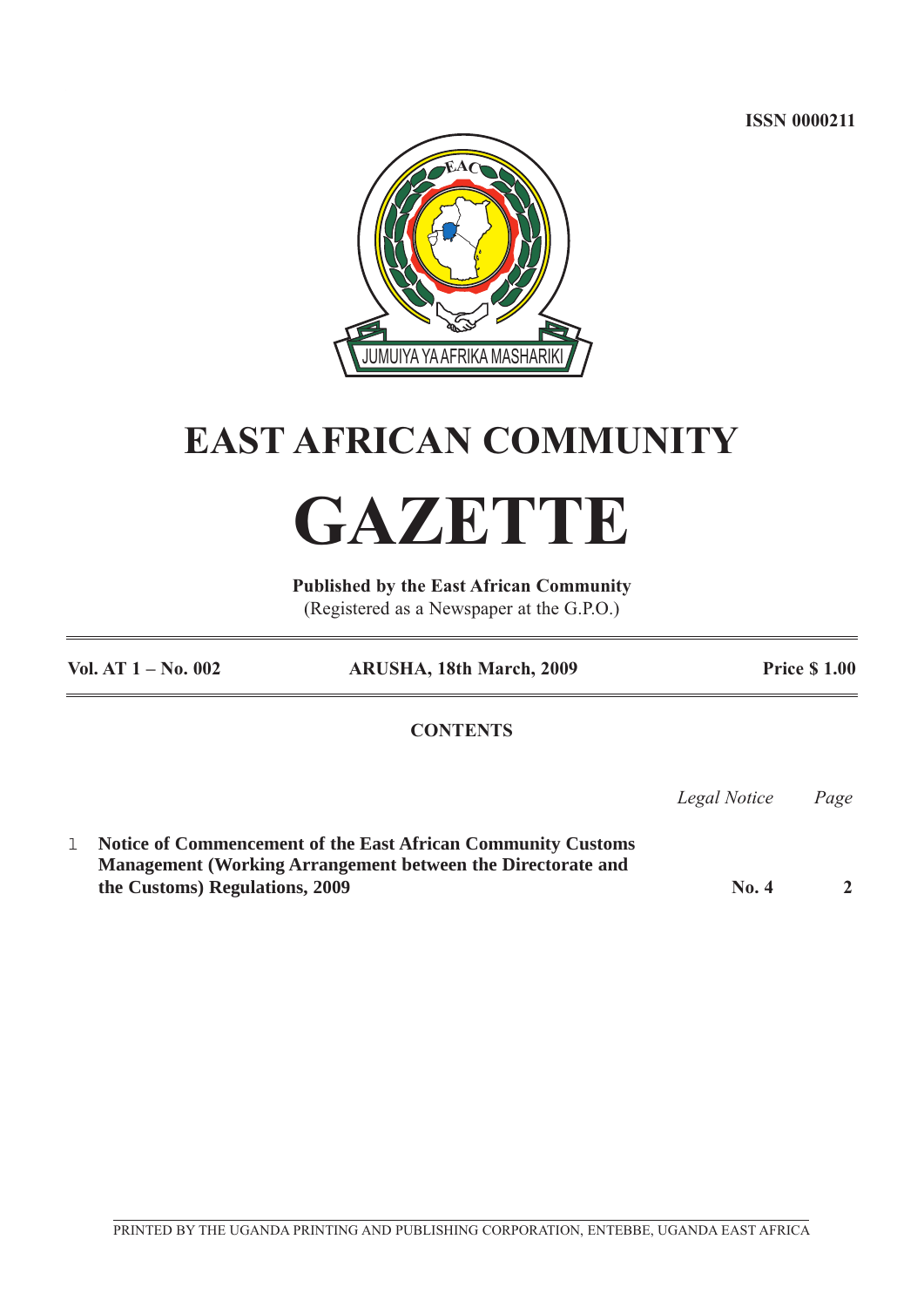ISSN 0000211

JUMUIYA YA AFRIKA MASHARIKI

# EAST AFRICAN COMMUNITY

# GAZETTE

**Published by the East African Community**
(Registered as a Newspaper at the G.P.O.)

| **Vol. AT 1 – No. 002** | **ARUSHA, 18th March, 2009** | **Price $ 1.00** |
|---|---|---|

## CONTENTS

| | | *Legal Notice* | *Page* |
|---|---|---|---|
| 1 | **Notice of Commencement of the East African Community Customs Management (Working Arrangement between the Directorate and the Customs) Regulations, 2009** | **No. 4** | **2** |

PRINTED BY THE UGANDA PRINTING AND PUBLISHING CORPORATION, ENTEBBE, UGANDA EAST AFRICA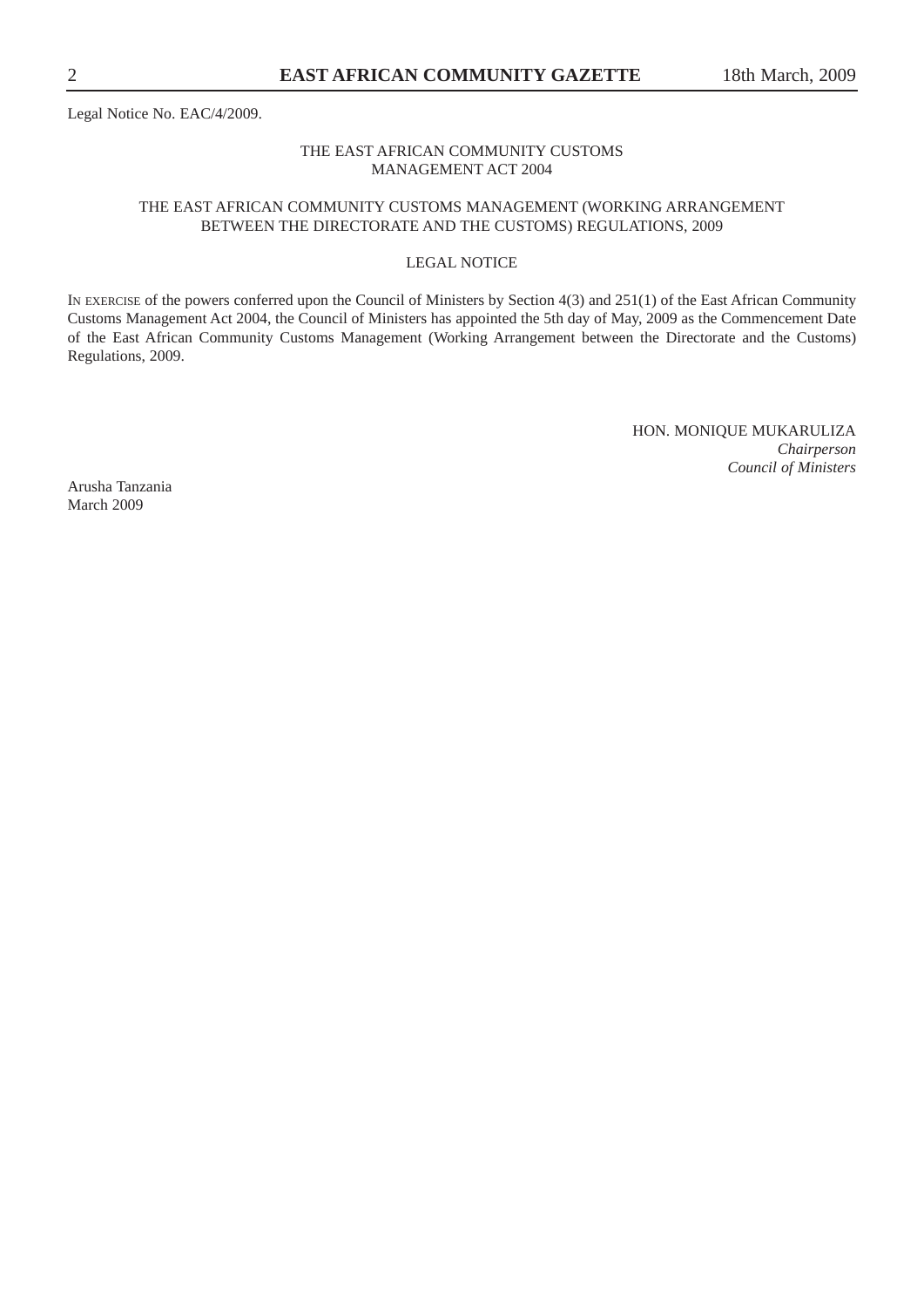Legal Notice No. EAC/4/2009.

THE EAST AFRICAN COMMUNITY CUSTOMS MANAGEMENT ACT 2004

THE EAST AFRICAN COMMUNITY CUSTOMS MANAGEMENT (WORKING ARRANGEMENT BETWEEN THE DIRECTORATE AND THE CUSTOMS) REGULATIONS, 2009

LEGAL NOTICE

IN EXERCISE of the powers conferred upon the Council of Ministers by Section 4(3) and 251(1) of the East African Community Customs Management Act 2004, the Council of Ministers has appointed the 5th day of May, 2009 as the Commencement Date of the East African Community Customs Management (Working Arrangement between the Directorate and the Customs) Regulations, 2009.

HON. MONIQUE MUKARULIZA
*Chairperson*
*Council of Ministers*

Arusha Tanzania
March 2009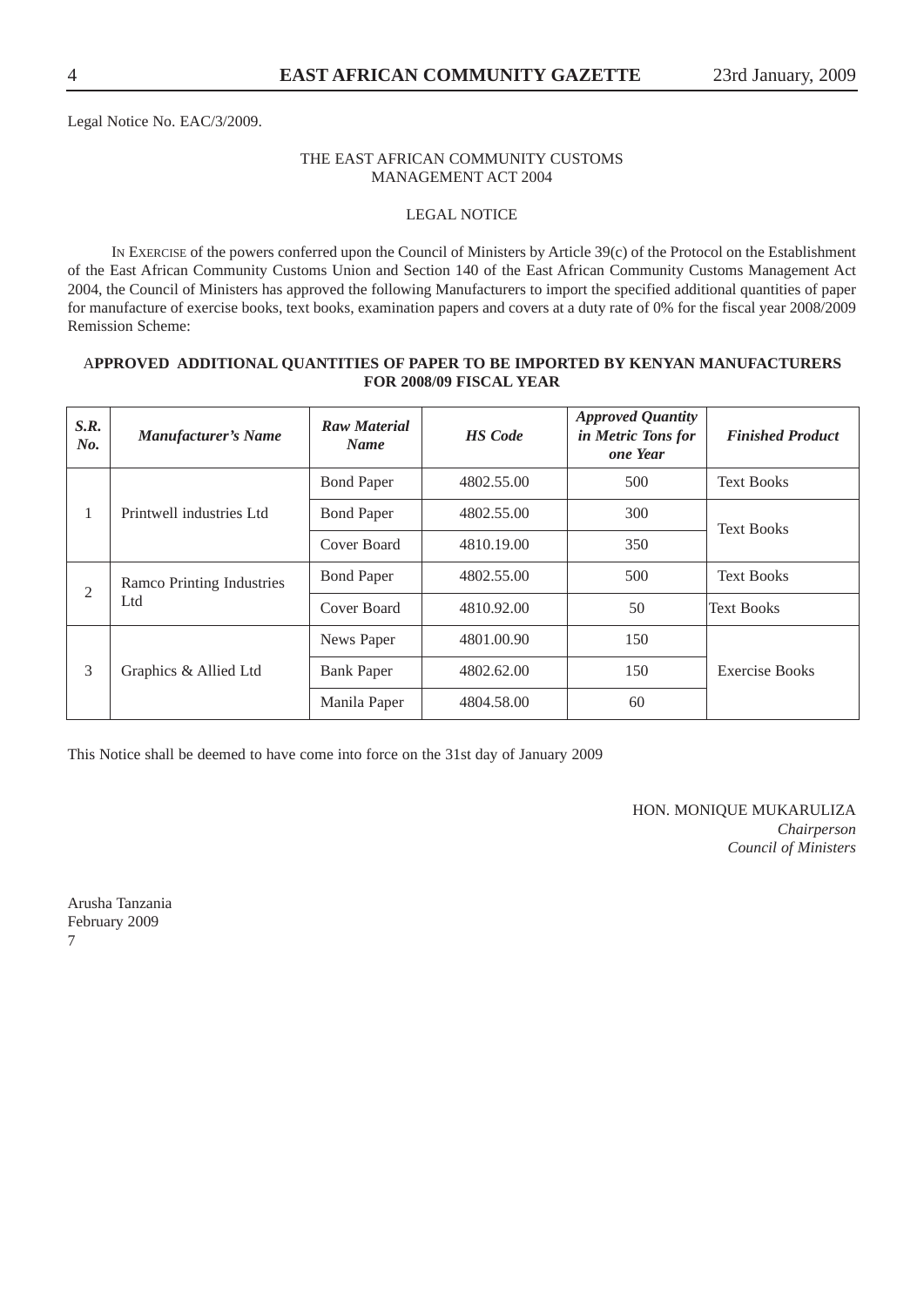Legal Notice No. EAC/3/2009.

THE EAST AFRICAN COMMUNITY CUSTOMS MANAGEMENT ACT 2004

LEGAL NOTICE

IN EXERCISE of the powers conferred upon the Council of Ministers by Article 39(c) of the Protocol on the Establishment of the East African Community Customs Union and Section 140 of the East African Community Customs Management Act 2004, the Council of Ministers has approved the following Manufacturers to import the specified additional quantities of paper for manufacture of exercise books, text books, examination papers and covers at a duty rate of 0% for the fiscal year 2008/2009 Remission Scheme:

**APPROVED ADDITIONAL QUANTITIES OF PAPER TO BE IMPORTED BY KENYAN MANUFACTURERS FOR 2008/09 FISCAL YEAR**

| *S.R. No.* | *Manufacturer's Name* | *Raw Material Name* | *HS Code* | *Approved Quantity in Metric Tons for one Year* | *Finished Product* |
|---|---|---|---|---|---|
| 1 | Printwell industries Ltd | Bond Paper | 4802.55.00 | 500 | Text Books |
| | | Bond Paper | 4802.55.00 | 300 | Text Books |
| | | Cover Board | 4810.19.00 | 350 | |
| 2 | Ramco Printing Industries Ltd | Bond Paper | 4802.55.00 | 500 | Text Books |
| | | Cover Board | 4810.92.00 | 50 | Text Books |
| 3 | Graphics & Allied Ltd | News Paper | 4801.00.90 | 150 | Exercise Books |
| | | Bank Paper | 4802.62.00 | 150 | |
| | | Manila Paper | 4804.58.00 | 60 | |

This Notice shall be deemed to have come into force on the 31st day of January 2009

HON. MONIQUE MUKARULIZA
*Chairperson*
*Council of Ministers*

Arusha Tanzania
February 2009
7